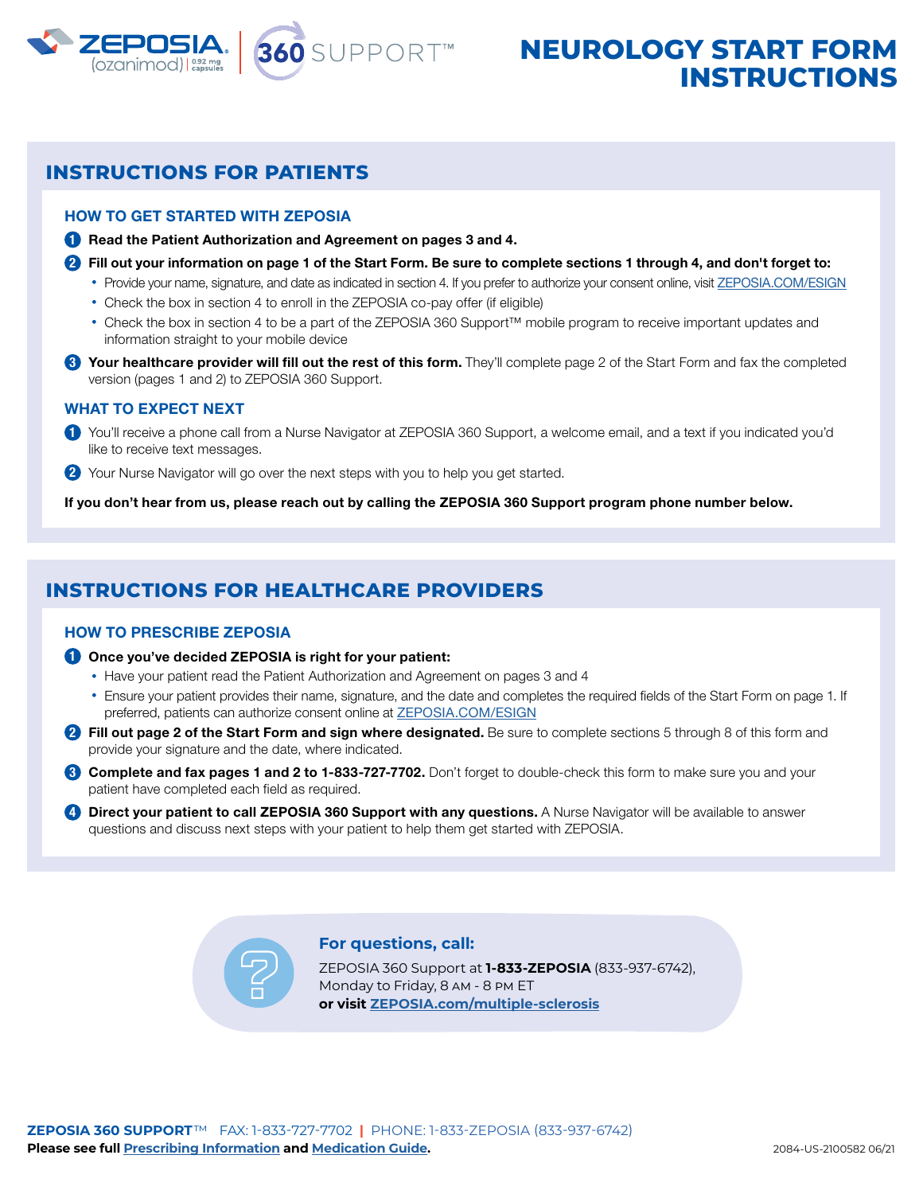ZEPOSIA (ozanimod) 0.92 mg capsules | 360 SUPPORT™

# NEUROLOGY START FORM INSTRUCTIONS

## INSTRUCTIONS FOR PATIENTS

### HOW TO GET STARTED WITH ZEPOSIA

1. **Read the Patient Authorization and Agreement on pages 3 and 4.**
2. **Fill out your information on page 1 of the Start Form. Be sure to complete sections 1 through 4, and don't forget to:**
   - Provide your name, signature, and date as indicated in section 4. If you prefer to authorize your consent online, visit ZEPOSIA.COM/ESIGN
   - Check the box in section 4 to enroll in the ZEPOSIA co-pay offer (if eligible)
   - Check the box in section 4 to be a part of the ZEPOSIA 360 Support™ mobile program to receive important updates and information straight to your mobile device
3. **Your healthcare provider will fill out the rest of this form.** They'll complete page 2 of the Start Form and fax the completed version (pages 1 and 2) to ZEPOSIA 360 Support.

### WHAT TO EXPECT NEXT

1. You'll receive a phone call from a Nurse Navigator at ZEPOSIA 360 Support, a welcome email, and a text if you indicated you'd like to receive text messages.
2. Your Nurse Navigator will go over the next steps with you to help you get started.

**If you don't hear from us, please reach out by calling the ZEPOSIA 360 Support program phone number below.**

## INSTRUCTIONS FOR HEALTHCARE PROVIDERS

### HOW TO PRESCRIBE ZEPOSIA

1. **Once you've decided ZEPOSIA is right for your patient:**
   - Have your patient read the Patient Authorization and Agreement on pages 3 and 4
   - Ensure your patient provides their name, signature, and the date and completes the required fields of the Start Form on page 1. If preferred, patients can authorize consent online at ZEPOSIA.COM/ESIGN
2. **Fill out page 2 of the Start Form and sign where designated.** Be sure to complete sections 5 through 8 of this form and provide your signature and the date, where indicated.
3. **Complete and fax pages 1 and 2 to 1-833-727-7702.** Don't forget to double-check this form to make sure you and your patient have completed each field as required.
4. **Direct your patient to call ZEPOSIA 360 Support with any questions.** A Nurse Navigator will be available to answer questions and discuss next steps with your patient to help them get started with ZEPOSIA.

**For questions, call:**

ZEPOSIA 360 Support at **1-833-ZEPOSIA** (833-937-6742), Monday to Friday, 8 AM - 8 PM ET
**or visit ZEPOSIA.com/multiple-sclerosis**

**ZEPOSIA 360 SUPPORT™** FAX: 1-833-727-7702 | PHONE: 1-833-ZEPOSIA (833-937-6742)

**Please see full Prescribing Information and Medication Guide.**

2084-US-2100582 06/21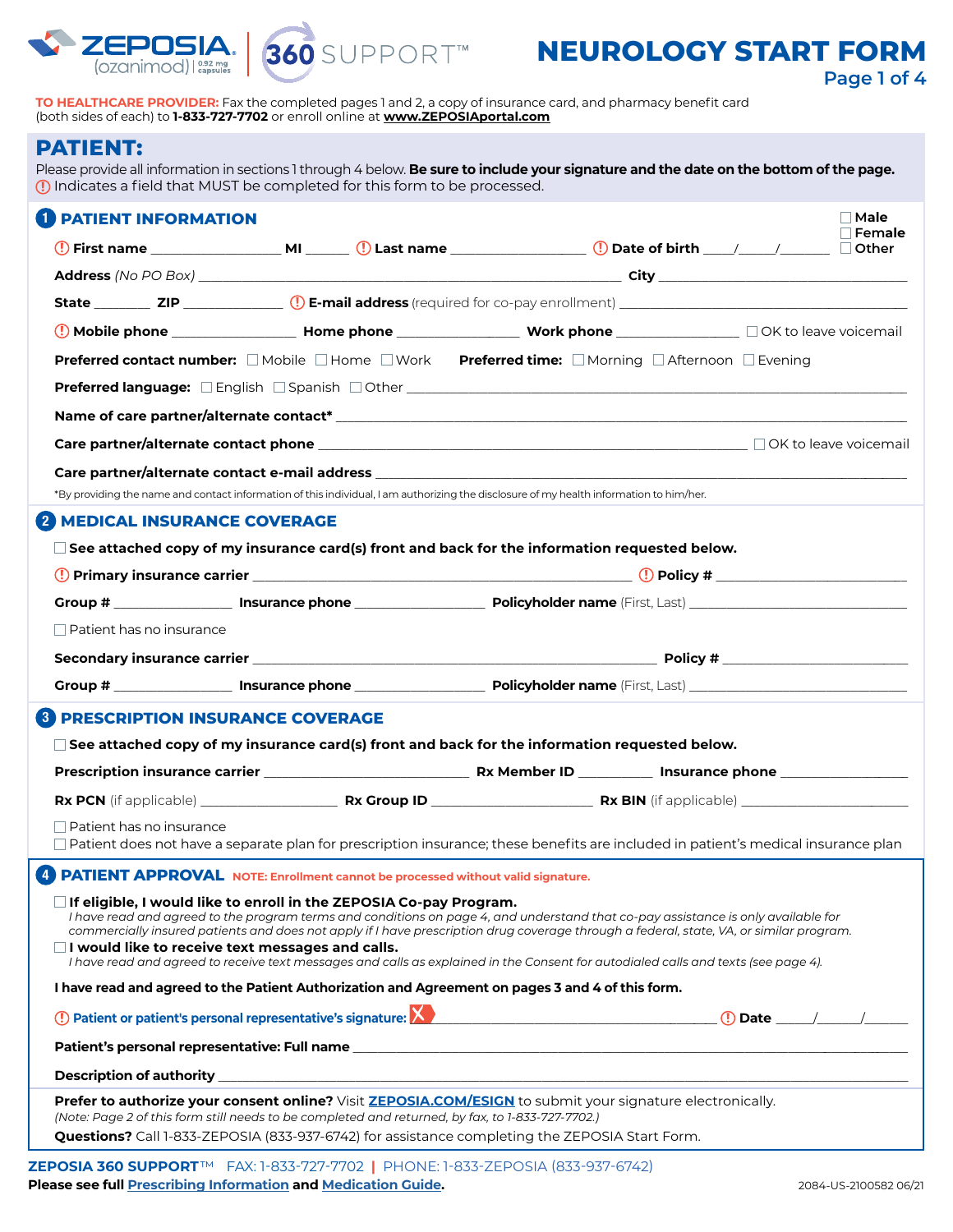# ZEPOSIA (ozanimod) 0.92 mg capsules | 360 SUPPORT™

# NEUROLOGY START FORM

**TO HEALTHCARE PROVIDER:** Fax the completed pages 1 and 2, a copy of insurance card, and pharmacy benefit card (both sides of each) to **1-833-727-7702** or enroll online at **www.ZEPOSIAportal.com**

## PATIENT:

Please provide all information in sections 1 through 4 below. **Be sure to include your signature and the date on the bottom of the page.**

(!) Indicates a field that MUST be completed for this form to be processed.

### 1 PATIENT INFORMATION

☐ Male ☐ Female ☐ Other

(!) **First name** ________________ **MI** ______ (!) **Last name** ________________ (!) **Date of birth** ____/_____/________

**Address** *(No PO Box)* ______________________________________________ **City** ______________________________

**State** ________ **ZIP** _____________ (!) **E-mail address** (required for co-pay enrollment) ______________________________

(!) **Mobile phone** ________________ **Home phone** ________________ **Work phone** ________________ ☐ OK to leave voicemail

**Preferred contact number:** ☐ Mobile ☐ Home ☐ Work **Preferred time:** ☐ Morning ☐ Afternoon ☐ Evening

**Preferred language:** ☐ English ☐ Spanish ☐ Other ______________________________________________

**Name of care partner/alternate contact*** ______________________________________________

**Care partner/alternate contact phone** ______________________________________________ ☐ OK to leave voicemail

**Care partner/alternate contact e-mail address** ______________________________________________

*By providing the name and contact information of this individual, I am authorizing the disclosure of my health information to him/her.

### 2 MEDICAL INSURANCE COVERAGE

☐ **See attached copy of my insurance card(s) front and back for the information requested below.**

(!) **Primary insurance carrier** ______________________________________________ (!) **Policy #** ________________________

**Group #** ______________ **Insurance phone** ________________ **Policyholder name** (First, Last) ______________________________

☐ Patient has no insurance

**Secondary insurance carrier** ______________________________________________ **Policy #** ________________________

**Group #** ______________ **Insurance phone** ________________ **Policyholder name** (First, Last) ______________________________

### 3 PRESCRIPTION INSURANCE COVERAGE

☐ **See attached copy of my insurance card(s) front and back for the information requested below.**

**Prescription insurance carrier** ________________________ **Rx Member ID** __________ **Insurance phone** ________________

**Rx PCN** (if applicable) __________________ **Rx Group ID** ____________________ **Rx BIN** (if applicable) ____________________

☐ Patient has no insurance

☐ Patient does not have a separate plan for prescription insurance; these benefits are included in patient's medical insurance plan

### 4 PATIENT APPROVAL

**NOTE: Enrollment cannot be processed without valid signature.**

☐ **If eligible, I would like to enroll in the ZEPOSIA Co-pay Program.**
*I have read and agreed to the program terms and conditions on page 4, and understand that co-pay assistance is only available for commercially insured patients and does not apply if I have prescription drug coverage through a federal, state, VA, or similar program.*

☐ **I would like to receive text messages and calls.**
*I have read and agreed to receive text messages and calls as explained in the Consent for autodialed calls and texts (see page 4).*

**I have read and agreed to the Patient Authorization and Agreement on pages 3 and 4 of this form.**

(!) **Patient or patient's personal representative's signature:** X ______________________________________ (!) **Date** _____/______/_______

**Patient's personal representative: Full name** ______________________________________________

**Description of authority** ______________________________________________

**Prefer to authorize your consent online?** Visit **ZEPOSIA.COM/ESIGN** to submit your signature electronically.
*(Note: Page 2 of this form still needs to be completed and returned, by fax, to 1-833-727-7702.)*

**Questions?** Call 1-833-ZEPOSIA (833-937-6742) for assistance completing the ZEPOSIA Start Form.

**ZEPOSIA 360 SUPPORT™** FAX: 1-833-727-7702 | PHONE: 1-833-ZEPOSIA (833-937-6742)

**Please see full Prescribing Information and Medication Guide.**

2084-US-2100582 06/21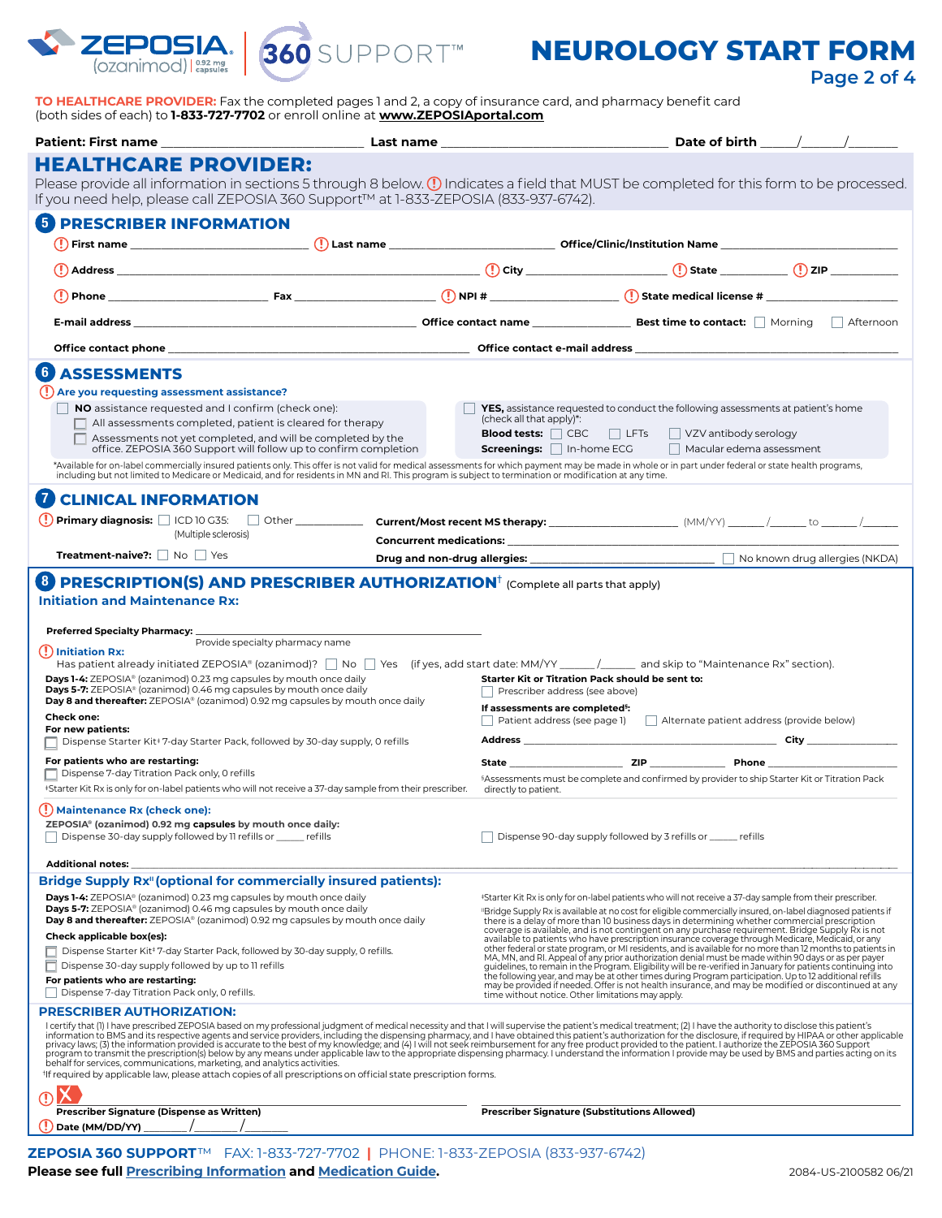# NEUROLOGY START FORM

Page 2 of 4

**TO HEALTHCARE PROVIDER:** Fax the completed pages 1 and 2, a copy of insurance card, and pharmacy benefit card (both sides of each) to **1-833-727-7702** or enroll online at **www.ZEPOSIAportal.com**

**Patient: First name** ______________________ **Last name** ______________________ **Date of birth** _____/_____/_______

## HEALTHCARE PROVIDER:

Please provide all information in sections 5 through 8 below. (!) Indicates a field that MUST be completed for this form to be processed. If you need help, please call ZEPOSIA 360 Support™ at 1-833-ZEPOSIA (833-937-6742).

## 5 PRESCRIBER INFORMATION

(!) **First name** ______________ (!) **Last name** ______________ **Office/Clinic/Institution Name** ______________

(!) **Address** ______________________ (!) **City** ______________ (!) **State** __________ (!) **ZIP** __________

(!) **Phone** ______________ **Fax** ______________ (!) **NPI #** ______________ (!) **State medical license #** ______________

**E-mail address** ______________________ **Office contact name** ______________ **Best time to contact:** ☐ Morning ☐ Afternoon

**Office contact phone** ______________________ **Office contact e-mail address** ______________________

## 6 ASSESSMENTS

(!) **Are you requesting assessment assistance?**

☐ **NO** assistance requested and I confirm (check one):
- ☐ All assessments completed, patient is cleared for therapy
- ☐ Assessments not yet completed, and will be completed by the office. ZEPOSIA 360 Support will follow up to confirm completion

☐ **YES,** assistance requested to conduct the following assessments at patient's home (check all that apply)*:
- **Blood tests:** ☐ CBC ☐ LFTs ☐ VZV antibody serology
- **Screenings:** ☐ In-home ECG ☐ Macular edema assessment

*Available for on-label commercially insured patients only. This offer is not valid for medical assessments for which payment may be made in whole or in part under federal or state health programs, including but not limited to Medicare or Medicaid, and for residents in MN and RI. This program is subject to termination or modification at any time.

## 7 CLINICAL INFORMATION

(!) **Primary diagnosis:** ☐ ICD 10 G35: (Multiple sclerosis) ☐ Other __________

**Current/Most recent MS therapy:** ______________ (MM/YY) _____/_____ to _____/_____

**Concurrent medications:** ______________________

**Treatment-naive?:** ☐ No ☐ Yes

**Drug and non-drug allergies:** ______________ ☐ No known drug allergies (NKDA)

## 8 PRESCRIPTION(S) AND PRESCRIBER AUTHORIZATION† (Complete all parts that apply)

### Initiation and Maintenance Rx:

**Preferred Specialty Pharmacy:** ______________________
Provide specialty pharmacy name

(!) **Initiation Rx:**

Has patient already initiated ZEPOSIA® (ozanimod)? ☐ No ☐ Yes (if yes, add start date: MM/YY _____/_____ and skip to "Maintenance Rx" section).

**Days 1-4:** ZEPOSIA® (ozanimod) 0.23 mg capsules by mouth once daily
**Days 5-7:** ZEPOSIA® (ozanimod) 0.46 mg capsules by mouth once daily
**Day 8 and thereafter:** ZEPOSIA® (ozanimod) 0.92 mg capsules by mouth once daily

**Check one:**

**For new patients:**
☐ Dispense Starter Kit‡ 7-day Starter Pack, followed by 30-day supply, 0 refills

**For patients who are restarting:**
☐ Dispense 7-day Titration Pack only, 0 refills

‡Starter Kit Rx is only for on-label patients who will not receive a 37-day sample from their prescriber.

**Starter Kit or Titration Pack should be sent to:**
☐ Prescriber address (see above)

**If assessments are completed§:**
☐ Patient address (see page 1) ☐ Alternate patient address (provide below)

**Address** ______________________ **City** ______________

**State** ______________ **ZIP** __________ **Phone** ______________

§Assessments must be complete and confirmed by provider to ship Starter Kit or Titration Pack directly to patient.

(!) **Maintenance Rx (check one):**

**ZEPOSIA® (ozanimod) 0.92 mg capsules by mouth once daily:**
☐ Dispense 30-day supply followed by 11 refills or _____ refills
☐ Dispense 90-day supply followed by 3 refills or _____ refills

**Additional notes:** ______________________

### Bridge Supply Rx‖ (optional for commercially insured patients):

**Days 1-4:** ZEPOSIA® (ozanimod) 0.23 mg capsules by mouth once daily
**Days 5-7:** ZEPOSIA® (ozanimod) 0.46 mg capsules by mouth once daily
**Day 8 and thereafter:** ZEPOSIA® (ozanimod) 0.92 mg capsules by mouth once daily

**Check applicable box(es):**
☐ Dispense Starter Kit‡ 7-day Starter Pack, followed by 30-day supply, 0 refills.
☐ Dispense 30-day supply followed by up to 11 refills

**For patients who are restarting:**
☐ Dispense 7-day Titration Pack only, 0 refills.

‡Starter Kit Rx is only for on-label patients who will not receive a 37-day sample from their prescriber.

‖Bridge Supply Rx is available at no cost for eligible commercially insured, on-label diagnosed patients if there is a delay of more than 10 business days in determining whether commercial prescription coverage is available, and is not contingent on any purchase requirement. Bridge Supply Rx is not available to patients who have prescription insurance coverage through Medicare, Medicaid, or any other federal or state program, or MI residents, and is available for no more than 12 months to patients in MA, MN, and RI. Appeal of any prior authorization denial must be made within 90 days or as per payer guidelines, to remain in the Program. Eligibility will be re-verified in January for patients continuing into the following year, and may be reassessed at other times during Program participation. Up to 12 additional refills may be provided if needed. Offer is not health insurance, and may be modified or discontinued at any time without notice. Other limitations may apply.

### PRESCRIBER AUTHORIZATION:

I certify that (1) I have prescribed ZEPOSIA based on my professional judgment of medical necessity and that I will supervise the patient's medical treatment; (2) I have the authority to disclose this patient's information to BMS and its respective agents and service providers, including the dispensing pharmacy, and I have obtained this patient's authorization for the disclosure, if required by HIPAA or other applicable privacy laws; (3) the information provided is accurate to the best of my knowledge; and (4) I will not seek reimbursement for any free product provided to the patient. I authorize the ZEPOSIA 360 Support program to transmit the prescription(s) below by any means under applicable law to the appropriate dispensing pharmacy. I understand the information I provide may be used by BMS and parties acting on its behalf for services, communications, marketing, and analytics activities.

†If required by applicable law, please attach copies of all prescriptions on official state prescription forms.

(!) X ______________________ ______________________
**Prescriber Signature (Dispense as Written)** **Prescriber Signature (Substitutions Allowed)**

(!) **Date (MM/DD/YY)** _____/_____/_____

**ZEPOSIA 360 SUPPORT™** FAX: 1-833-727-7702 | PHONE: 1-833-ZEPOSIA (833-937-6742)

**Please see full Prescribing Information and Medication Guide.**

2084-US-2100582 06/21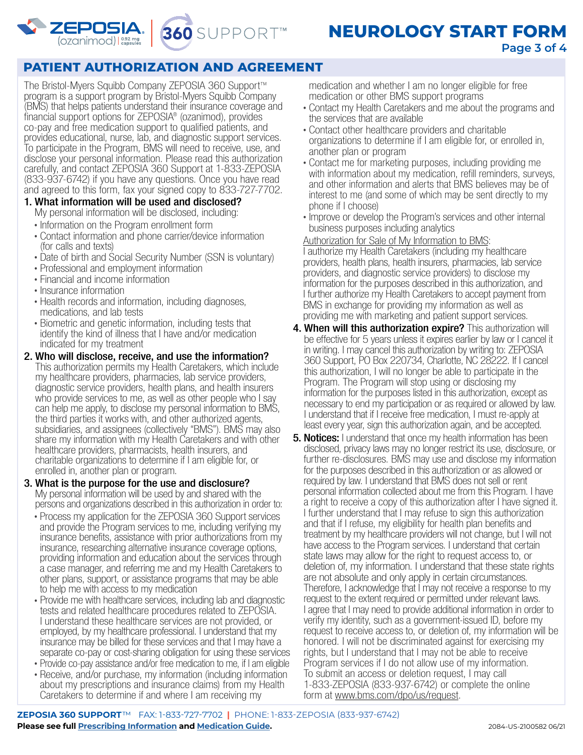# NEUROLOGY START FORM

## PATIENT AUTHORIZATION AND AGREEMENT

The Bristol-Myers Squibb Company ZEPOSIA 360 Support™ program is a support program by Bristol-Myers Squibb Company (BMS) that helps patients understand their insurance coverage and financial support options for ZEPOSIA® (ozanimod), provides co-pay and free medication support to qualified patients, and provides educational, nurse, lab, and diagnostic support services. To participate in the Program, BMS will need to receive, use, and disclose your personal information. Please read this authorization carefully, and contact ZEPOSIA 360 Support at 1-833-ZEPOSIA (833-937-6742) if you have any questions. Once you have read and agreed to this form, fax your signed copy to 833-727-7702.

**1. What information will be used and disclosed?**

My personal information will be disclosed, including:

- Information on the Program enrollment form
- Contact information and phone carrier/device information (for calls and texts)
- Date of birth and Social Security Number (SSN is voluntary)
- Professional and employment information
- Financial and income information
- Insurance information
- Health records and information, including diagnoses, medications, and lab tests
- Biometric and genetic information, including tests that identify the kind of illness that I have and/or medication indicated for my treatment

**2. Who will disclose, receive, and use the information?**

This authorization permits my Health Caretakers, which include my healthcare providers, pharmacies, lab service providers, diagnostic service providers, health plans, and health insurers who provide services to me, as well as other people who I say can help me apply, to disclose my personal information to BMS, the third parties it works with, and other authorized agents, subsidiaries, and assignees (collectively "BMS"). BMS may also share my information with my Health Caretakers and with other healthcare providers, pharmacists, health insurers, and charitable organizations to determine if I am eligible for, or enrolled in, another plan or program.

**3. What is the purpose for the use and disclosure?**

My personal information will be used by and shared with the persons and organizations described in this authorization in order to:

- Process my application for the ZEPOSIA 360 Support services and provide the Program services to me, including verifying my insurance benefits, assistance with prior authorizations from my insurance, researching alternative insurance coverage options, providing information and education about the services through a case manager, and referring me and my Health Caretakers to other plans, support, or assistance programs that may be able to help me with access to my medication
- Provide me with healthcare services, including lab and diagnostic tests and related healthcare procedures related to ZEPOSIA. I understand these healthcare services are not provided, or employed, by my healthcare professional. I understand that my insurance may be billed for these services and that I may have a separate co-pay or cost-sharing obligation for using these services
- Provide co-pay assistance and/or free medication to me, if I am eligible
- Receive, and/or purchase, my information (including information about my prescriptions and insurance claims) from my Health Caretakers to determine if and where I am receiving my medication and whether I am no longer eligible for free medication or other BMS support programs
- Contact my Health Caretakers and me about the programs and the services that are available
- Contact other healthcare providers and charitable organizations to determine if I am eligible for, or enrolled in, another plan or program
- Contact me for marketing purposes, including providing me with information about my medication, refill reminders, surveys, and other information and alerts that BMS believes may be of interest to me (and some of which may be sent directly to my phone if I choose)
- Improve or develop the Program's services and other internal business purposes including analytics

Authorization for Sale of My Information to BMS:
I authorize my Health Caretakers (including my healthcare providers, health plans, health insurers, pharmacies, lab service providers, and diagnostic service providers) to disclose my information for the purposes described in this authorization, and I further authorize my Health Caretakers to accept payment from BMS in exchange for providing my information as well as providing me with marketing and patient support services.

**4. When will this authorization expire?** This authorization will be effective for 5 years unless it expires earlier by law or I cancel it in writing. I may cancel this authorization by writing to: ZEPOSIA 360 Support, PO Box 220734, Charlotte, NC 28222. If I cancel this authorization, I will no longer be able to participate in the Program. The Program will stop using or disclosing my information for the purposes listed in this authorization, except as necessary to end my participation or as required or allowed by law. I understand that if I receive free medication, I must re-apply at least every year, sign this authorization again, and be accepted.

**5. Notices:** I understand that once my health information has been disclosed, privacy laws may no longer restrict its use, disclosure, or further re-disclosures. BMS may use and disclose my information for the purposes described in this authorization or as allowed or required by law. I understand that BMS does not sell or rent personal information collected about me from this Program. I have a right to receive a copy of this authorization after I have signed it. I further understand that I may refuse to sign this authorization and that if I refuse, my eligibility for health plan benefits and treatment by my healthcare providers will not change, but I will not have access to the Program services. I understand that certain state laws may allow for the right to request access to, or deletion of, my information. I understand that these state rights are not absolute and only apply in certain circumstances. Therefore, I acknowledge that I may not receive a response to my request to the extent required or permitted under relevant laws. I agree that I may need to provide additional information in order to verify my identity, such as a government-issued ID, before my request to receive access to, or deletion of, my information will be honored. I will not be discriminated against for exercising my rights, but I understand that I may not be able to receive Program services if I do not allow use of my information. To submit an access or deletion request, I may call 1-833-ZEPOSIA (833-937-6742) or complete the online form at www.bms.com/dpo/us/request.

**ZEPOSIA 360 SUPPORT™** FAX: 1-833-727-7702 | PHONE: 1-833-ZEPOSIA (833-937-6742)

**Please see full Prescribing Information and Medication Guide.**

2084-US-2100582 06/21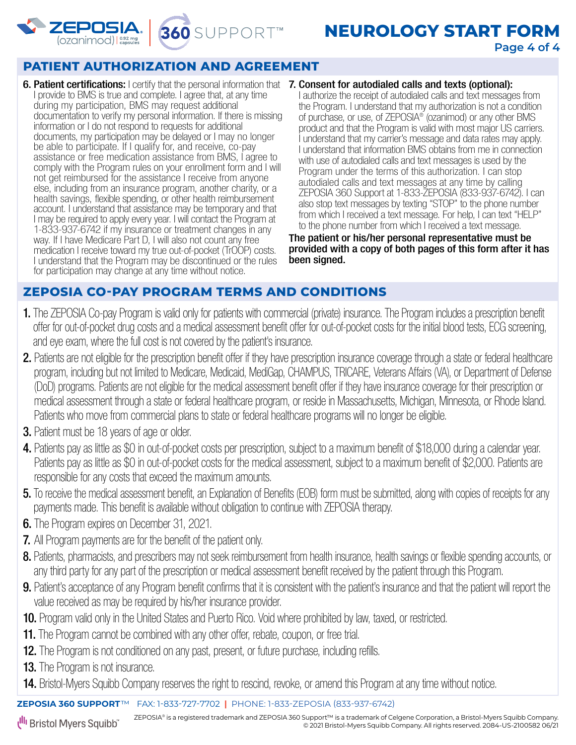# NEUROLOGY START FORM

## PATIENT AUTHORIZATION AND AGREEMENT

**6. Patient certifications:** I certify that the personal information that I provide to BMS is true and complete. I agree that, at any time during my participation, BMS may request additional documentation to verify my personal information. If there is missing information or I do not respond to requests for additional documents, my participation may be delayed or I may no longer be able to participate. If I qualify for, and receive, co-pay assistance or free medication assistance from BMS, I agree to comply with the Program rules on your enrollment form and I will not get reimbursed for the assistance I receive from anyone else, including from an insurance program, another charity, or a health savings, flexible spending, or other health reimbursement account. I understand that assistance may be temporary and that I may be required to apply every year. I will contact the Program at 1-833-937-6742 if my insurance or treatment changes in any way. If I have Medicare Part D, I will also not count any free medication I receive toward my true out-of-pocket (TrOOP) costs. I understand that the Program may be discontinued or the rules for participation may change at any time without notice.

**7. Consent for autodialed calls and texts (optional):** I authorize the receipt of autodialed calls and text messages from the Program. I understand that my authorization is not a condition of purchase, or use, of ZEPOSIA® (ozanimod) or any other BMS product and that the Program is valid with most major US carriers. I understand that my carrier's message and data rates may apply. I understand that information BMS obtains from me in connection with use of autodialed calls and text messages is used by the Program under the terms of this authorization. I can stop autodialed calls and text messages at any time by calling ZEPOSIA 360 Support at 1-833-ZEPOSIA (833-937-6742). I can also stop text messages by texting "STOP" to the phone number from which I received a text message. For help, I can text "HELP" to the phone number from which I received a text message.

**The patient or his/her personal representative must be provided with a copy of both pages of this form after it has been signed.**

## ZEPOSIA CO-PAY PROGRAM TERMS AND CONDITIONS

1. The ZEPOSIA Co-pay Program is valid only for patients with commercial (private) insurance. The Program includes a prescription benefit offer for out-of-pocket drug costs and a medical assessment benefit offer for out-of-pocket costs for the initial blood tests, ECG screening, and eye exam, where the full cost is not covered by the patient's insurance.
2. Patients are not eligible for the prescription benefit offer if they have prescription insurance coverage through a state or federal healthcare program, including but not limited to Medicare, Medicaid, MediGap, CHAMPUS, TRICARE, Veterans Affairs (VA), or Department of Defense (DoD) programs. Patients are not eligible for the medical assessment benefit offer if they have insurance coverage for their prescription or medical assessment through a state or federal healthcare program, or reside in Massachusetts, Michigan, Minnesota, or Rhode Island. Patients who move from commercial plans to state or federal healthcare programs will no longer be eligible.
3. Patient must be 18 years of age or older.
4. Patients pay as little as $0 in out-of-pocket costs per prescription, subject to a maximum benefit of $18,000 during a calendar year. Patients pay as little as $0 in out-of-pocket costs for the medical assessment, subject to a maximum benefit of $2,000. Patients are responsible for any costs that exceed the maximum amounts.
5. To receive the medical assessment benefit, an Explanation of Benefits (EOB) form must be submitted, along with copies of receipts for any payments made. This benefit is available without obligation to continue with ZEPOSIA therapy.
6. The Program expires on December 31, 2021.
7. All Program payments are for the benefit of the patient only.
8. Patients, pharmacists, and prescribers may not seek reimbursement from health insurance, health savings or flexible spending accounts, or any third party for any part of the prescription or medical assessment benefit received by the patient through this Program.
9. Patient's acceptance of any Program benefit confirms that it is consistent with the patient's insurance and that the patient will report the value received as may be required by his/her insurance provider.
10. Program valid only in the United States and Puerto Rico. Void where prohibited by law, taxed, or restricted.
11. The Program cannot be combined with any other offer, rebate, coupon, or free trial.
12. The Program is not conditioned on any past, present, or future purchase, including refills.
13. The Program is not insurance.
14. Bristol-Myers Squibb Company reserves the right to rescind, revoke, or amend this Program at any time without notice.

**ZEPOSIA 360 SUPPORT**™ FAX: 1-833-727-7702 | PHONE: 1-833-ZEPOSIA (833-937-6742)

ZEPOSIA® is a registered trademark and ZEPOSIA 360 Support™ is a trademark of Celgene Corporation, a Bristol-Myers Squibb Company. © 2021 Bristol-Myers Squibb Company. All rights reserved. 2084-US-2100582 06/21